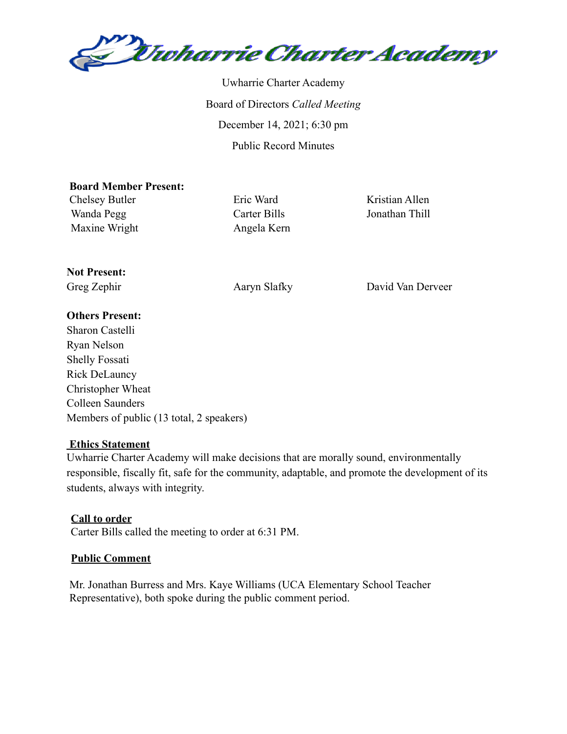# Uwharrie Charter Academy

Uwharrie Charter Academy

Board of Directors *Called Meeting*

December 14, 2021; 6:30 pm

Public Record Minutes

**Board Member Present:**

Chelsey Butler
Wanda Pegg
Maxine Wright
Eric Ward
Carter Bills
Angela Kern
Kristian Allen
Jonathan Thill

**Not Present:**

Greg Zephir
Aaryn Slafky
David Van Derveer

**Others Present:**

Sharon Castelli
Ryan Nelson
Shelly Fossati
Rick DeLauncy
Christopher Wheat
Colleen Saunders
Members of public (13 total, 2 speakers)

**Ethics Statement**

Uwharrie Charter Academy will make decisions that are morally sound, environmentally responsible, fiscally fit, safe for the community, adaptable, and promote the development of its students, always with integrity.

**Call to order**

Carter Bills called the meeting to order at 6:31 PM.

**Public Comment**

Mr. Jonathan Burress and Mrs. Kaye Williams (UCA Elementary School Teacher Representative), both spoke during the public comment period.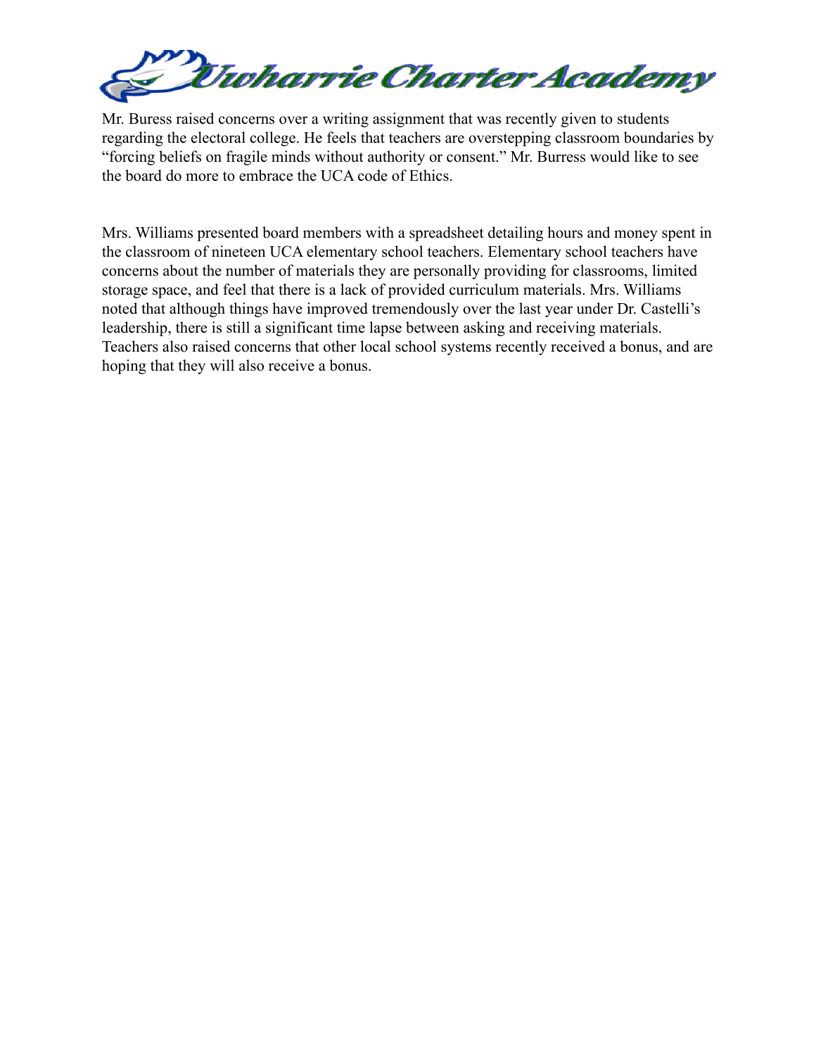Mr. Buress raised concerns over a writing assignment that was recently given to students regarding the electoral college. He feels that teachers are overstepping classroom boundaries by "forcing beliefs on fragile minds without authority or consent." Mr. Burress would like to see the board do more to embrace the UCA code of Ethics.

Mrs. Williams presented board members with a spreadsheet detailing hours and money spent in the classroom of nineteen UCA elementary school teachers. Elementary school teachers have concerns about the number of materials they are personally providing for classrooms, limited storage space, and feel that there is a lack of provided curriculum materials. Mrs. Williams noted that although things have improved tremendously over the last year under Dr. Castelli's leadership, there is still a significant time lapse between asking and receiving materials. Teachers also raised concerns that other local school systems recently received a bonus, and are hoping that they will also receive a bonus.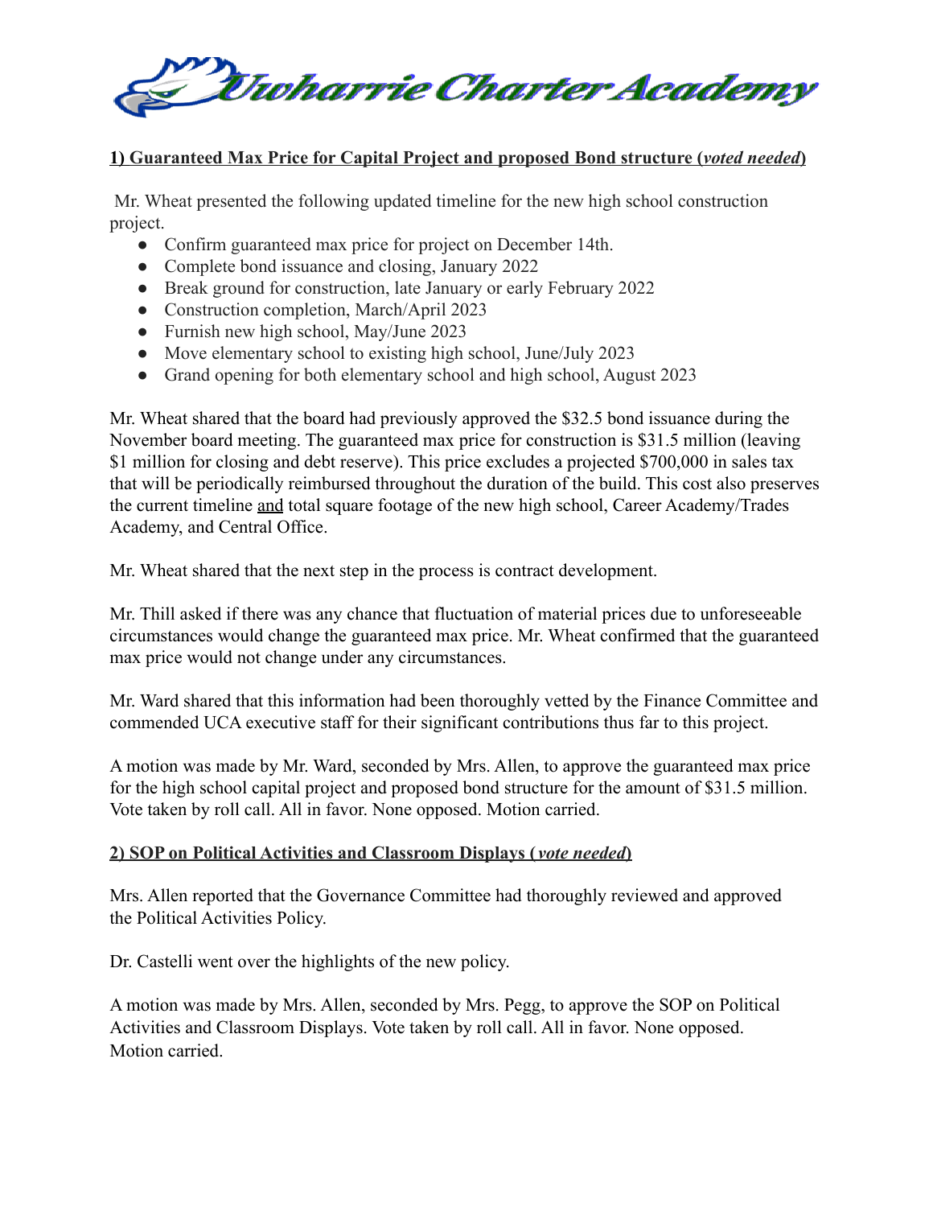**Uwharrie Charter Academy**

**1) Guaranteed Max Price for Capital Project and proposed Bond structure (*voted needed*)**

Mr. Wheat presented the following updated timeline for the new high school construction project.

- Confirm guaranteed max price for project on December 14th.
- Complete bond issuance and closing, January 2022
- Break ground for construction, late January or early February 2022
- Construction completion, March/April 2023
- Furnish new high school, May/June 2023
- Move elementary school to existing high school, June/July 2023
- Grand opening for both elementary school and high school, August 2023

Mr. Wheat shared that the board had previously approved the $32.5 bond issuance during the November board meeting. The guaranteed max price for construction is $31.5 million (leaving $1 million for closing and debt reserve). This price excludes a projected $700,000 in sales tax that will be periodically reimbursed throughout the duration of the build. This cost also preserves the current timeline <u>and</u> total square footage of the new high school, Career Academy/Trades Academy, and Central Office.

Mr. Wheat shared that the next step in the process is contract development.

Mr. Thill asked if there was any chance that fluctuation of material prices due to unforeseeable circumstances would change the guaranteed max price. Mr. Wheat confirmed that the guaranteed max price would not change under any circumstances.

Mr. Ward shared that this information had been thoroughly vetted by the Finance Committee and commended UCA executive staff for their significant contributions thus far to this project.

A motion was made by Mr. Ward, seconded by Mrs. Allen, to approve the guaranteed max price for the high school capital project and proposed bond structure for the amount of $31.5 million. Vote taken by roll call. All in favor. None opposed. Motion carried.

**2) SOP on Political Activities and Classroom Displays (*vote needed*)**

Mrs. Allen reported that the Governance Committee had thoroughly reviewed and approved the Political Activities Policy.

Dr. Castelli went over the highlights of the new policy.

A motion was made by Mrs. Allen, seconded by Mrs. Pegg, to approve the SOP on Political Activities and Classroom Displays. Vote taken by roll call. All in favor. None opposed. Motion carried.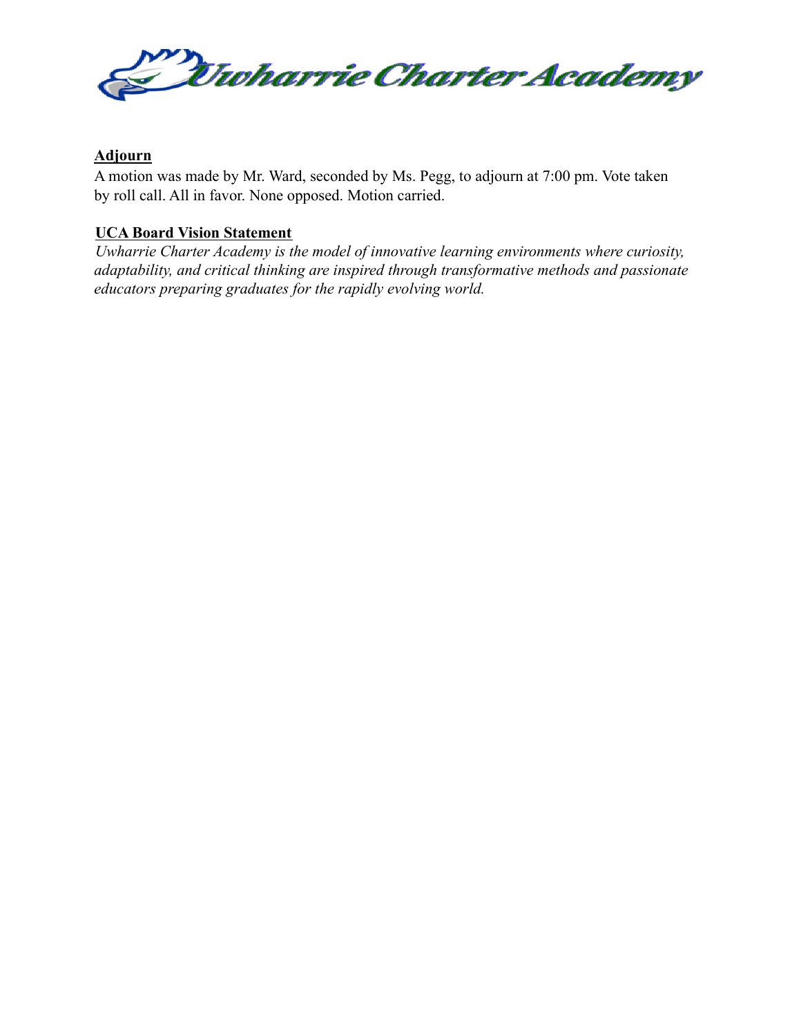**Adjourn**

A motion was made by Mr. Ward, seconded by Ms. Pegg, to adjourn at 7:00 pm. Vote taken by roll call. All in favor. None opposed. Motion carried.

**UCA Board Vision Statement**

*Uwharrie Charter Academy is the model of innovative learning environments where curiosity, adaptability, and critical thinking are inspired through transformative methods and passionate educators preparing graduates for the rapidly evolving world.*